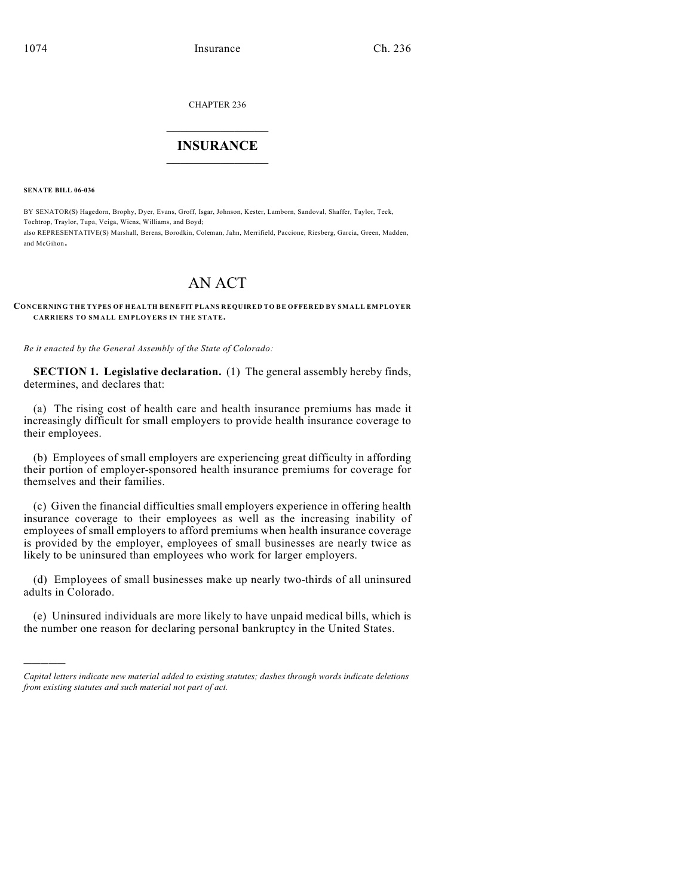CHAPTER 236

# INSURANCE

**SENATE BILL 06-036**

BY SENATOR(S) Hagedorn, Brophy, Dyer, Evans, Groff, Isgar, Johnson, Kester, Lamborn, Sandoval, Shaffer, Taylor, Teck, Tochtrop, Traylor, Tupa, Veiga, Wiens, Williams, and Boyd;
also REPRESENTATIVE(S) Marshall, Berens, Borodkin, Coleman, Jahn, Merrifield, Paccione, Riesberg, Garcia, Green, Madden, and McGihon.

# AN ACT

**CONCERNING THE TYPES OF HEALTH BENEFIT PLANS REQUIRED TO BE OFFERED BY SMALL EMPLOYER CARRIERS TO SMALL EMPLOYERS IN THE STATE.**

*Be it enacted by the General Assembly of the State of Colorado:*

**SECTION 1. Legislative declaration.** (1) The general assembly hereby finds, determines, and declares that:

(a) The rising cost of health care and health insurance premiums has made it increasingly difficult for small employers to provide health insurance coverage to their employees.

(b) Employees of small employers are experiencing great difficulty in affording their portion of employer-sponsored health insurance premiums for coverage for themselves and their families.

(c) Given the financial difficulties small employers experience in offering health insurance coverage to their employees as well as the increasing inability of employees of small employers to afford premiums when health insurance coverage is provided by the employer, employees of small businesses are nearly twice as likely to be uninsured than employees who work for larger employers.

(d) Employees of small businesses make up nearly two-thirds of all uninsured adults in Colorado.

(e) Uninsured individuals are more likely to have unpaid medical bills, which is the number one reason for declaring personal bankruptcy in the United States.

---

*Capital letters indicate new material added to existing statutes; dashes through words indicate deletions from existing statutes and such material not part of act.*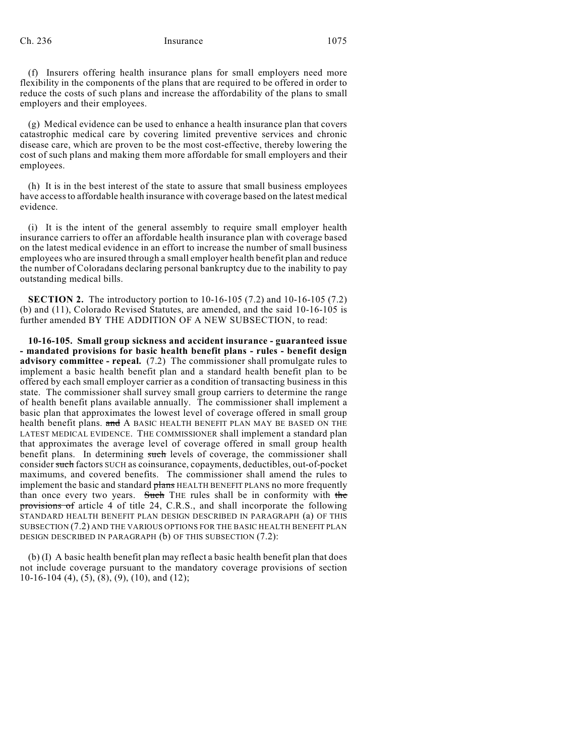(f) Insurers offering health insurance plans for small employers need more flexibility in the components of the plans that are required to be offered in order to reduce the costs of such plans and increase the affordability of the plans to small employers and their employees.

(g) Medical evidence can be used to enhance a health insurance plan that covers catastrophic medical care by covering limited preventive services and chronic disease care, which are proven to be the most cost-effective, thereby lowering the cost of such plans and making them more affordable for small employers and their employees.

(h) It is in the best interest of the state to assure that small business employees have access to affordable health insurance with coverage based on the latest medical evidence.

(i) It is the intent of the general assembly to require small employer health insurance carriers to offer an affordable health insurance plan with coverage based on the latest medical evidence in an effort to increase the number of small business employees who are insured through a small employer health benefit plan and reduce the number of Coloradans declaring personal bankruptcy due to the inability to pay outstanding medical bills.

**SECTION 2.** The introductory portion to 10-16-105 (7.2) and 10-16-105 (7.2) (b) and (11), Colorado Revised Statutes, are amended, and the said 10-16-105 is further amended BY THE ADDITION OF A NEW SUBSECTION, to read:

**10-16-105. Small group sickness and accident insurance - guaranteed issue - mandated provisions for basic health benefit plans - rules - benefit design advisory committee - repeal.** (7.2) The commissioner shall promulgate rules to implement a basic health benefit plan and a standard health benefit plan to be offered by each small employer carrier as a condition of transacting business in this state. The commissioner shall survey small group carriers to determine the range of health benefit plans available annually. The commissioner shall implement a basic plan that approximates the lowest level of coverage offered in small group health benefit plans. ~~and~~ A BASIC HEALTH BENEFIT PLAN MAY BE BASED ON THE LATEST MEDICAL EVIDENCE. THE COMMISSIONER shall implement a standard plan that approximates the average level of coverage offered in small group health benefit plans. In determining ~~such~~ levels of coverage, the commissioner shall consider ~~such~~ factors SUCH as coinsurance, copayments, deductibles, out-of-pocket maximums, and covered benefits. The commissioner shall amend the rules to implement the basic and standard ~~plans~~ HEALTH BENEFIT PLANS no more frequently than once every two years. ~~Such~~ THE rules shall be in conformity with ~~the provisions of~~ article 4 of title 24, C.R.S., and shall incorporate the following STANDARD HEALTH BENEFIT PLAN DESIGN DESCRIBED IN PARAGRAPH (a) OF THIS SUBSECTION (7.2) AND THE VARIOUS OPTIONS FOR THE BASIC HEALTH BENEFIT PLAN DESIGN DESCRIBED IN PARAGRAPH (b) OF THIS SUBSECTION (7.2):

(b) (I) A basic health benefit plan may reflect a basic health benefit plan that does not include coverage pursuant to the mandatory coverage provisions of section 10-16-104 (4), (5), (8), (9), (10), and (12);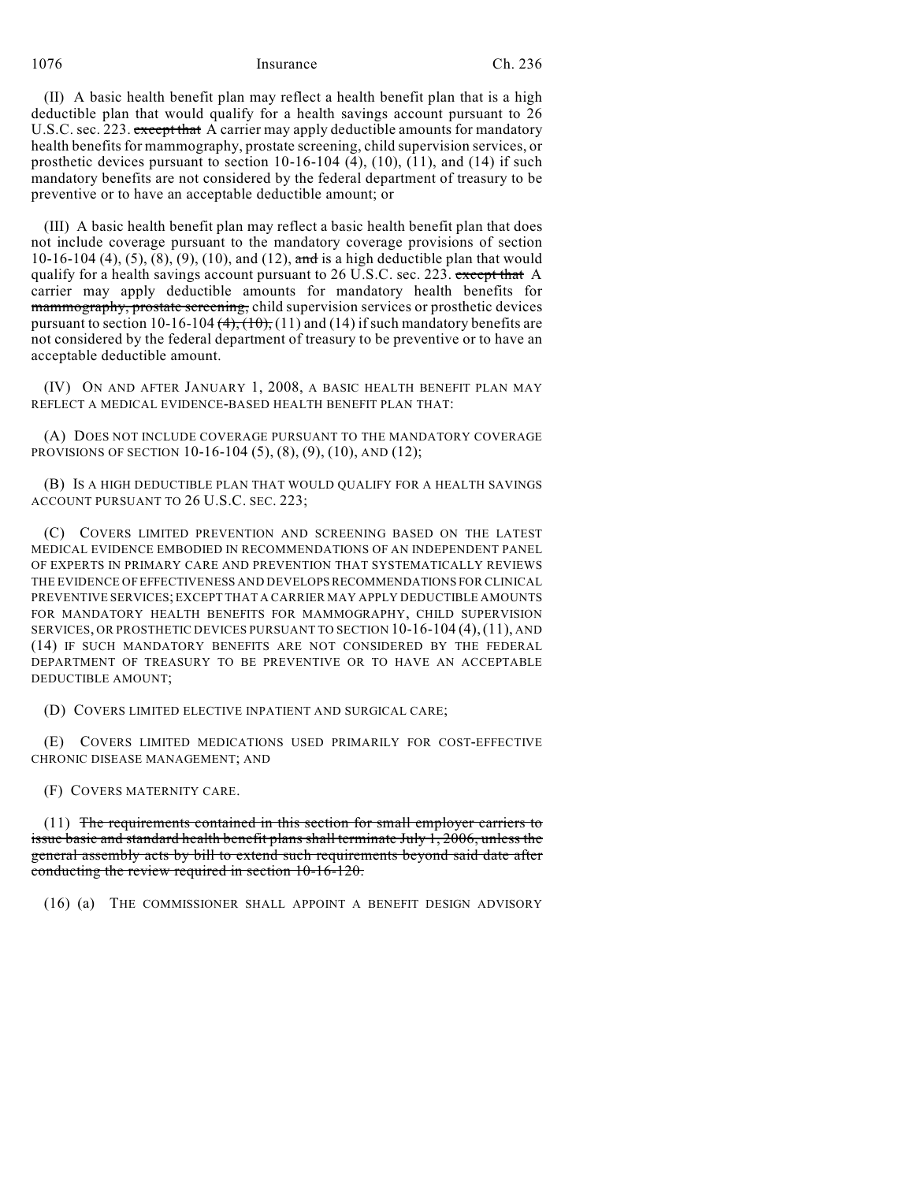(II) A basic health benefit plan may reflect a health benefit plan that is a high deductible plan that would qualify for a health savings account pursuant to 26 U.S.C. sec. 223. ~~except that~~ A carrier may apply deductible amounts for mandatory health benefits for mammography, prostate screening, child supervision services, or prosthetic devices pursuant to section 10-16-104 (4), (10), (11), and (14) if such mandatory benefits are not considered by the federal department of treasury to be preventive or to have an acceptable deductible amount; or

(III) A basic health benefit plan may reflect a basic health benefit plan that does not include coverage pursuant to the mandatory coverage provisions of section 10-16-104 (4), (5), (8), (9), (10), and (12), ~~and~~ is a high deductible plan that would qualify for a health savings account pursuant to 26 U.S.C. sec. 223. ~~except that~~ A carrier may apply deductible amounts for mandatory health benefits for ~~mammography, prostate screening,~~ child supervision services or prosthetic devices pursuant to section 10-16-104 ~~(4), (10),~~ (11) and (14) if such mandatory benefits are not considered by the federal department of treasury to be preventive or to have an acceptable deductible amount.

(IV) ON AND AFTER JANUARY 1, 2008, A BASIC HEALTH BENEFIT PLAN MAY REFLECT A MEDICAL EVIDENCE-BASED HEALTH BENEFIT PLAN THAT:

(A) DOES NOT INCLUDE COVERAGE PURSUANT TO THE MANDATORY COVERAGE PROVISIONS OF SECTION 10-16-104 (5), (8), (9), (10), AND (12);

(B) IS A HIGH DEDUCTIBLE PLAN THAT WOULD QUALIFY FOR A HEALTH SAVINGS ACCOUNT PURSUANT TO 26 U.S.C. SEC. 223;

(C) COVERS LIMITED PREVENTION AND SCREENING BASED ON THE LATEST MEDICAL EVIDENCE EMBODIED IN RECOMMENDATIONS OF AN INDEPENDENT PANEL OF EXPERTS IN PRIMARY CARE AND PREVENTION THAT SYSTEMATICALLY REVIEWS THE EVIDENCE OF EFFECTIVENESS AND DEVELOPS RECOMMENDATIONS FOR CLINICAL PREVENTIVE SERVICES; EXCEPT THAT A CARRIER MAY APPLY DEDUCTIBLE AMOUNTS FOR MANDATORY HEALTH BENEFITS FOR MAMMOGRAPHY, CHILD SUPERVISION SERVICES, OR PROSTHETIC DEVICES PURSUANT TO SECTION 10-16-104 (4), (11), AND (14) IF SUCH MANDATORY BENEFITS ARE NOT CONSIDERED BY THE FEDERAL DEPARTMENT OF TREASURY TO BE PREVENTIVE OR TO HAVE AN ACCEPTABLE DEDUCTIBLE AMOUNT;

(D) COVERS LIMITED ELECTIVE INPATIENT AND SURGICAL CARE;

(E) COVERS LIMITED MEDICATIONS USED PRIMARILY FOR COST-EFFECTIVE CHRONIC DISEASE MANAGEMENT; AND

(F) COVERS MATERNITY CARE.

(11) ~~The requirements contained in this section for small employer carriers to issue basic and standard health benefit plans shall terminate July 1, 2006, unless the general assembly acts by bill to extend such requirements beyond said date after conducting the review required in section 10-16-120.~~

(16) (a) THE COMMISSIONER SHALL APPOINT A BENEFIT DESIGN ADVISORY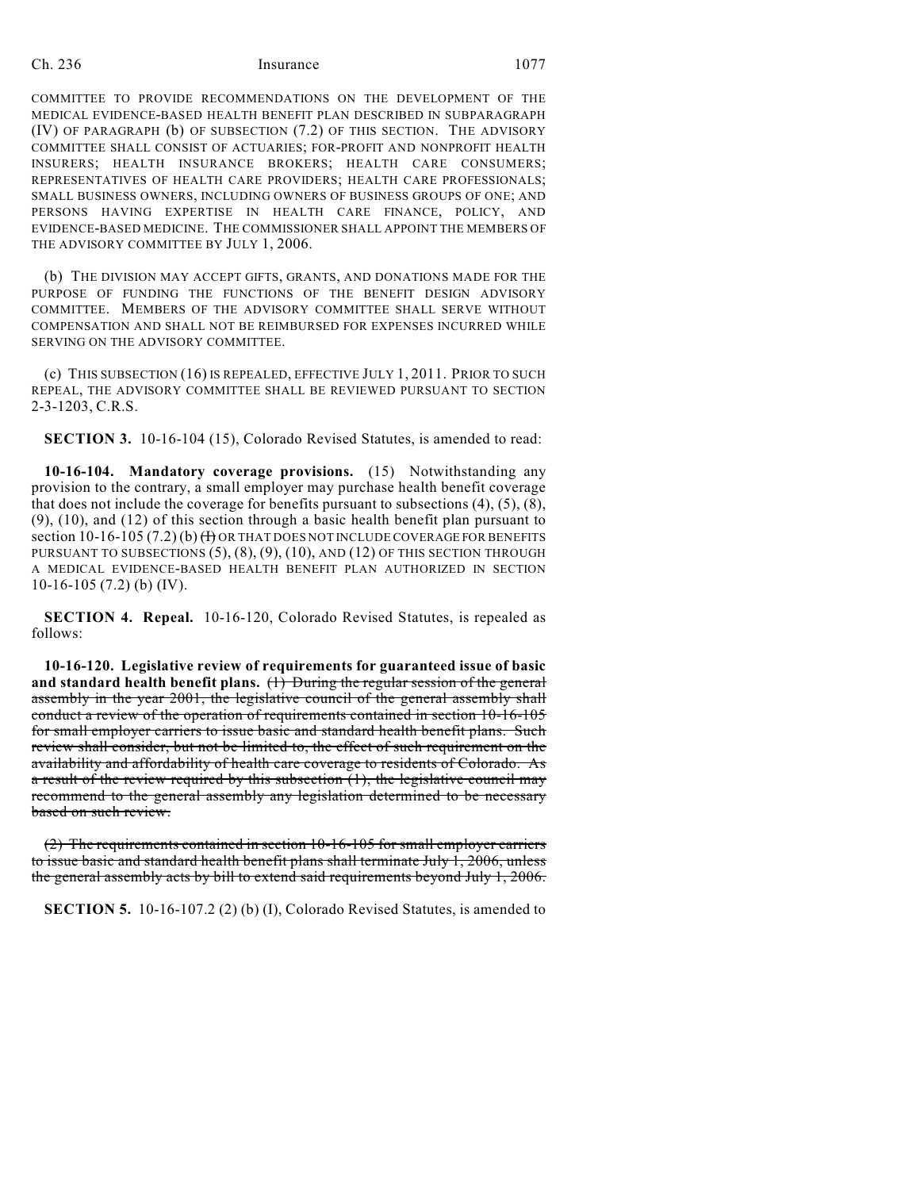COMMITTEE TO PROVIDE RECOMMENDATIONS ON THE DEVELOPMENT OF THE MEDICAL EVIDENCE-BASED HEALTH BENEFIT PLAN DESCRIBED IN SUBPARAGRAPH (IV) OF PARAGRAPH (b) OF SUBSECTION (7.2) OF THIS SECTION. THE ADVISORY COMMITTEE SHALL CONSIST OF ACTUARIES; FOR-PROFIT AND NONPROFIT HEALTH INSURERS; HEALTH INSURANCE BROKERS; HEALTH CARE CONSUMERS; REPRESENTATIVES OF HEALTH CARE PROVIDERS; HEALTH CARE PROFESSIONALS; SMALL BUSINESS OWNERS, INCLUDING OWNERS OF BUSINESS GROUPS OF ONE; AND PERSONS HAVING EXPERTISE IN HEALTH CARE FINANCE, POLICY, AND EVIDENCE-BASED MEDICINE. THE COMMISSIONER SHALL APPOINT THE MEMBERS OF THE ADVISORY COMMITTEE BY JULY 1, 2006.

(b) THE DIVISION MAY ACCEPT GIFTS, GRANTS, AND DONATIONS MADE FOR THE PURPOSE OF FUNDING THE FUNCTIONS OF THE BENEFIT DESIGN ADVISORY COMMITTEE. MEMBERS OF THE ADVISORY COMMITTEE SHALL SERVE WITHOUT COMPENSATION AND SHALL NOT BE REIMBURSED FOR EXPENSES INCURRED WHILE SERVING ON THE ADVISORY COMMITTEE.

(c) THIS SUBSECTION (16) IS REPEALED, EFFECTIVE JULY 1, 2011. PRIOR TO SUCH REPEAL, THE ADVISORY COMMITTEE SHALL BE REVIEWED PURSUANT TO SECTION 2-3-1203, C.R.S.

**SECTION 3.** 10-16-104 (15), Colorado Revised Statutes, is amended to read:

**10-16-104. Mandatory coverage provisions.** (15) Notwithstanding any provision to the contrary, a small employer may purchase health benefit coverage that does not include the coverage for benefits pursuant to subsections (4), (5), (8), (9), (10), and (12) of this section through a basic health benefit plan pursuant to section 10-16-105 (7.2) (b) ~~(I)~~ OR THAT DOES NOT INCLUDE COVERAGE FOR BENEFITS PURSUANT TO SUBSECTIONS (5), (8), (9), (10), AND (12) OF THIS SECTION THROUGH A MEDICAL EVIDENCE-BASED HEALTH BENEFIT PLAN AUTHORIZED IN SECTION 10-16-105 (7.2) (b) (IV).

**SECTION 4. Repeal.** 10-16-120, Colorado Revised Statutes, is repealed as follows:

**10-16-120. Legislative review of requirements for guaranteed issue of basic and standard health benefit plans.** ~~(1) During the regular session of the general assembly in the year 2001, the legislative council of the general assembly shall conduct a review of the operation of requirements contained in section 10-16-105 for small employer carriers to issue basic and standard health benefit plans. Such review shall consider, but not be limited to, the effect of such requirement on the availability and affordability of health care coverage to residents of Colorado. As a result of the review required by this subsection (1), the legislative council may recommend to the general assembly any legislation determined to be necessary based on such review.~~

~~(2) The requirements contained in section 10-16-105 for small employer carriers to issue basic and standard health benefit plans shall terminate July 1, 2006, unless the general assembly acts by bill to extend said requirements beyond July 1, 2006.~~

**SECTION 5.** 10-16-107.2 (2) (b) (I), Colorado Revised Statutes, is amended to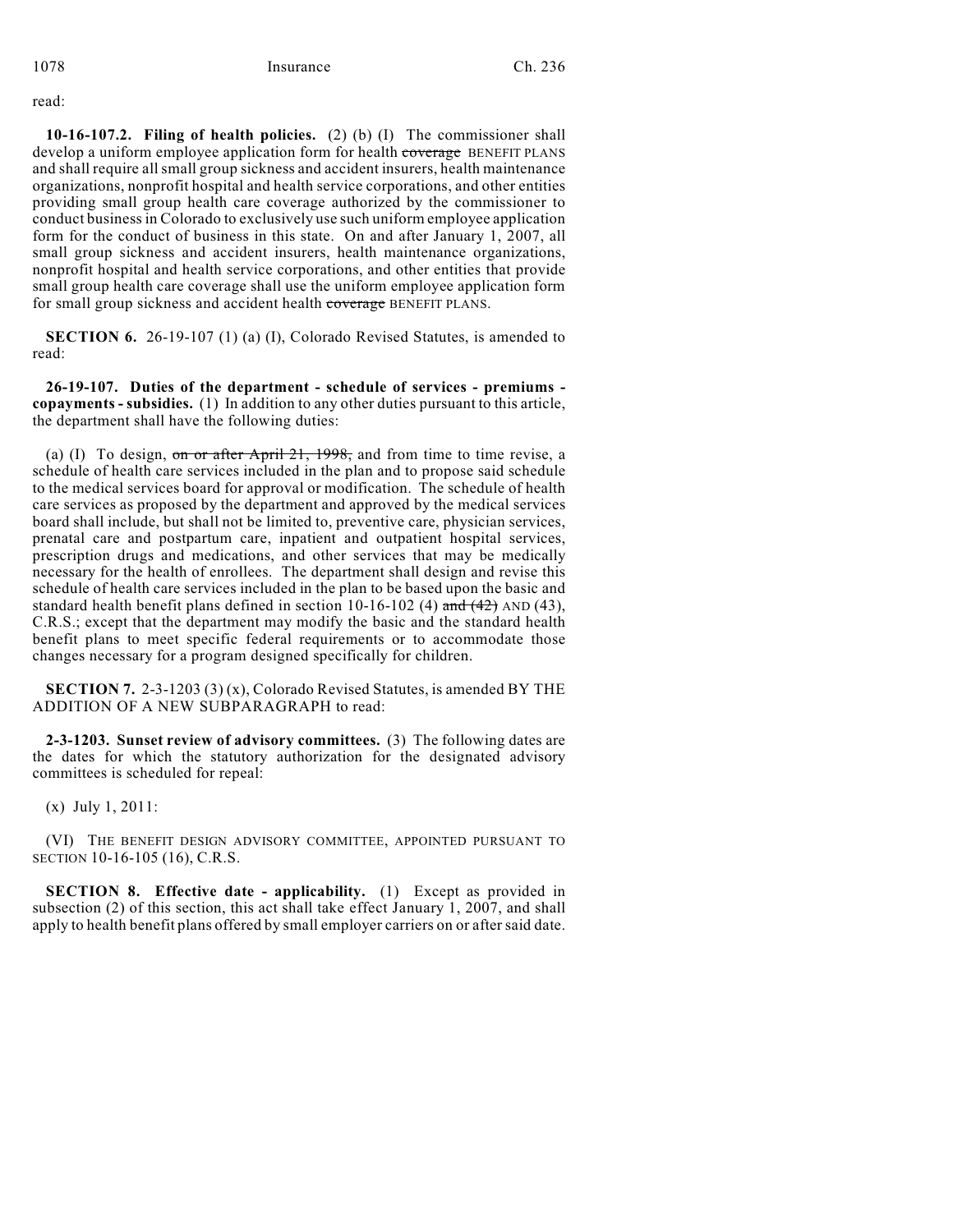read:

**10-16-107.2. Filing of health policies.** (2) (b) (I) The commissioner shall develop a uniform employee application form for health ~~coverage~~ BENEFIT PLANS and shall require all small group sickness and accident insurers, health maintenance organizations, nonprofit hospital and health service corporations, and other entities providing small group health care coverage authorized by the commissioner to conduct business in Colorado to exclusively use such uniform employee application form for the conduct of business in this state. On and after January 1, 2007, all small group sickness and accident insurers, health maintenance organizations, nonprofit hospital and health service corporations, and other entities that provide small group health care coverage shall use the uniform employee application form for small group sickness and accident health ~~coverage~~ BENEFIT PLANS.

**SECTION 6.** 26-19-107 (1) (a) (I), Colorado Revised Statutes, is amended to read:

**26-19-107. Duties of the department - schedule of services - premiums - copayments - subsidies.** (1) In addition to any other duties pursuant to this article, the department shall have the following duties:

(a) (I) To design, ~~on or after April 21, 1998,~~ and from time to time revise, a schedule of health care services included in the plan and to propose said schedule to the medical services board for approval or modification. The schedule of health care services as proposed by the department and approved by the medical services board shall include, but shall not be limited to, preventive care, physician services, prenatal care and postpartum care, inpatient and outpatient hospital services, prescription drugs and medications, and other services that may be medically necessary for the health of enrollees. The department shall design and revise this schedule of health care services included in the plan to be based upon the basic and standard health benefit plans defined in section 10-16-102 (4) ~~and (42)~~ AND (43), C.R.S.; except that the department may modify the basic and the standard health benefit plans to meet specific federal requirements or to accommodate those changes necessary for a program designed specifically for children.

**SECTION 7.** 2-3-1203 (3) (x), Colorado Revised Statutes, is amended BY THE ADDITION OF A NEW SUBPARAGRAPH to read:

**2-3-1203. Sunset review of advisory committees.** (3) The following dates are the dates for which the statutory authorization for the designated advisory committees is scheduled for repeal:

(x) July 1, 2011:

(VI) THE BENEFIT DESIGN ADVISORY COMMITTEE, APPOINTED PURSUANT TO SECTION 10-16-105 (16), C.R.S.

**SECTION 8. Effective date - applicability.** (1) Except as provided in subsection (2) of this section, this act shall take effect January 1, 2007, and shall apply to health benefit plans offered by small employer carriers on or after said date.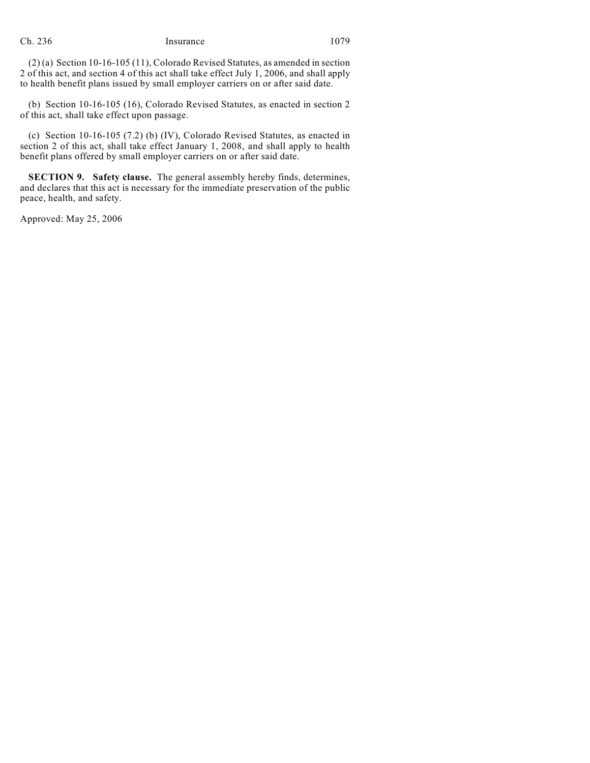(2) (a) Section 10-16-105 (11), Colorado Revised Statutes, as amended in section 2 of this act, and section 4 of this act shall take effect July 1, 2006, and shall apply to health benefit plans issued by small employer carriers on or after said date.

(b) Section 10-16-105 (16), Colorado Revised Statutes, as enacted in section 2 of this act, shall take effect upon passage.

(c) Section 10-16-105 (7.2) (b) (IV), Colorado Revised Statutes, as enacted in section 2 of this act, shall take effect January 1, 2008, and shall apply to health benefit plans offered by small employer carriers on or after said date.

**SECTION 9. Safety clause.** The general assembly hereby finds, determines, and declares that this act is necessary for the immediate preservation of the public peace, health, and safety.

Approved: May 25, 2006